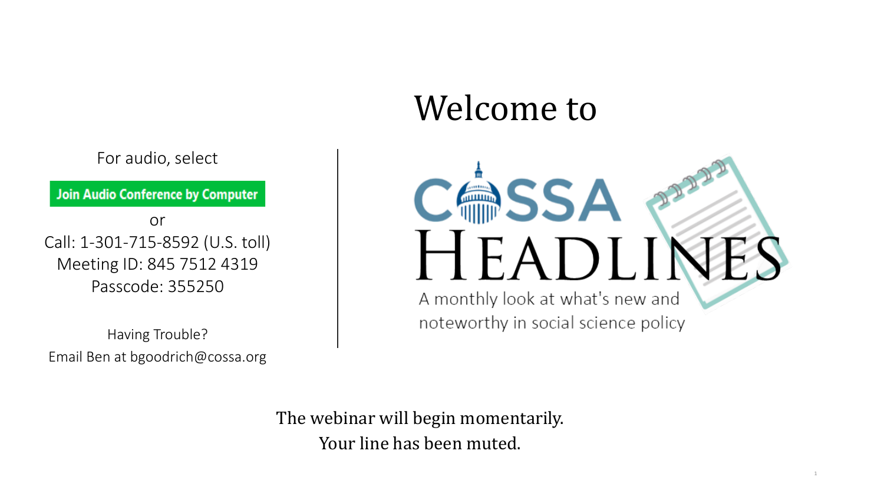# Welcome to

# COSSA HEADLINES

A monthly look at what's new and noteworthy in social science policy

For audio, select

**Join Audio Conference by Computer**

or

Call: 1-301-715-8592 (U.S. toll)
Meeting ID: 845 7512 4319
Passcode: 355250

Having Trouble?
Email Ben at bgoodrich@cossa.org

The webinar will begin momentarily.
Your line has been muted.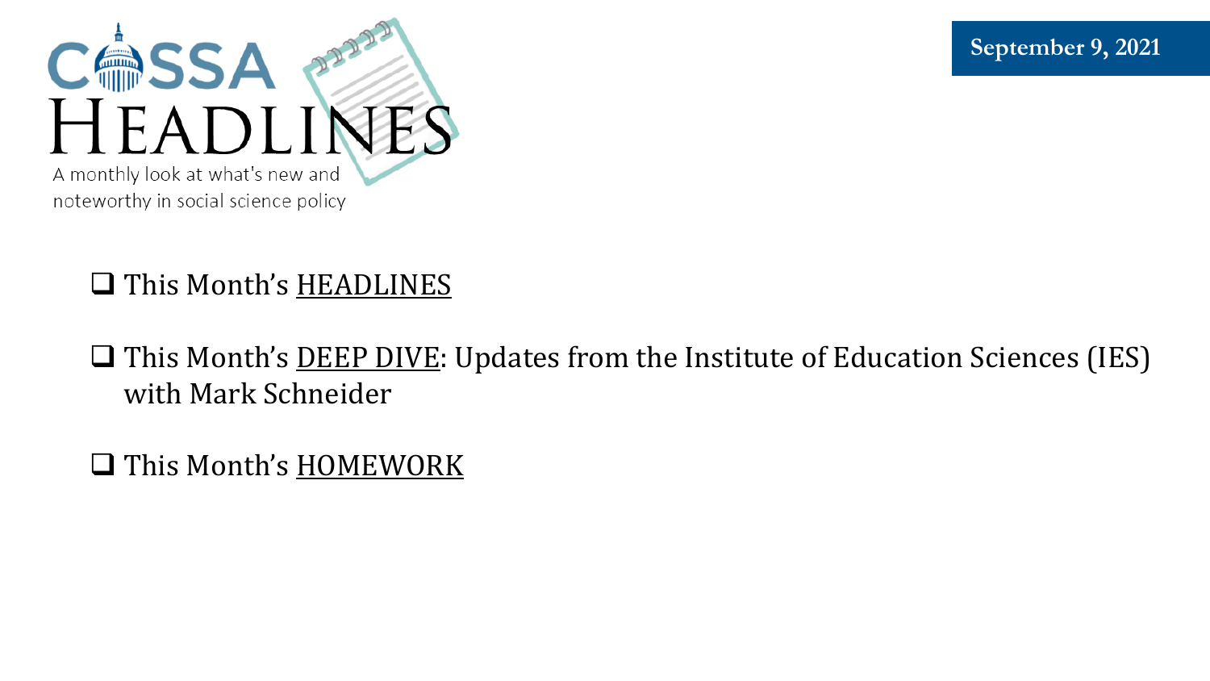# COSSA HEADLINES

A monthly look at what's new and noteworthy in social science policy

**September 9, 2021**

- This Month's HEADLINES
- This Month's DEEP DIVE: Updates from the Institute of Education Sciences (IES) with Mark Schneider
- This Month's HOMEWORK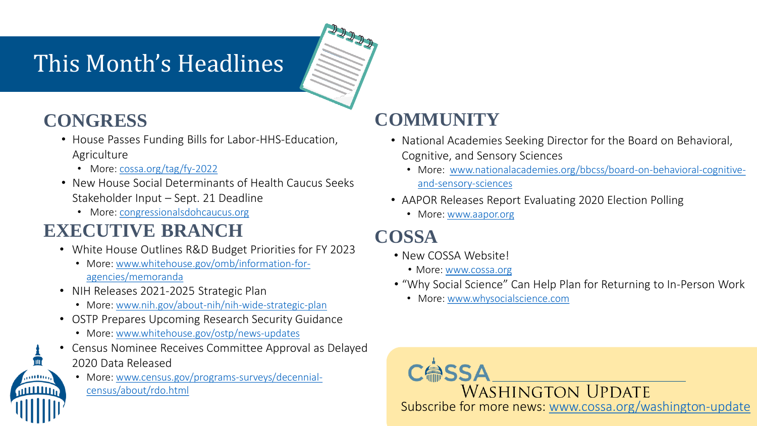# This Month's Headlines

## CONGRESS

- House Passes Funding Bills for Labor-HHS-Education, Agriculture
  - More: cossa.org/tag/fy-2022
- New House Social Determinants of Health Caucus Seeks Stakeholder Input – Sept. 21 Deadline
  - More: congressionalsdohcaucus.org

## EXECUTIVE BRANCH

- White House Outlines R&D Budget Priorities for FY 2023
  - More: www.whitehouse.gov/omb/information-for-agencies/memoranda
- NIH Releases 2021-2025 Strategic Plan
  - More: www.nih.gov/about-nih/nih-wide-strategic-plan
- OSTP Prepares Upcoming Research Security Guidance
  - More: www.whitehouse.gov/ostp/news-updates
- Census Nominee Receives Committee Approval as Delayed 2020 Data Released
  - More: www.census.gov/programs-surveys/decennial-census/about/rdo.html

## COMMUNITY

- National Academies Seeking Director for the Board on Behavioral, Cognitive, and Sensory Sciences
  - More: www.nationalacademies.org/bbcss/board-on-behavioral-cognitive-and-sensory-sciences
- AAPOR Releases Report Evaluating 2020 Election Polling
  - More: www.aapor.org

## COSSA

- New COSSA Website!
  - More: www.cossa.org
- "Why Social Science" Can Help Plan for Returning to In-Person Work
  - More: www.whysocialscience.com

COSSA Washington Update

Subscribe for more news: www.cossa.org/washington-update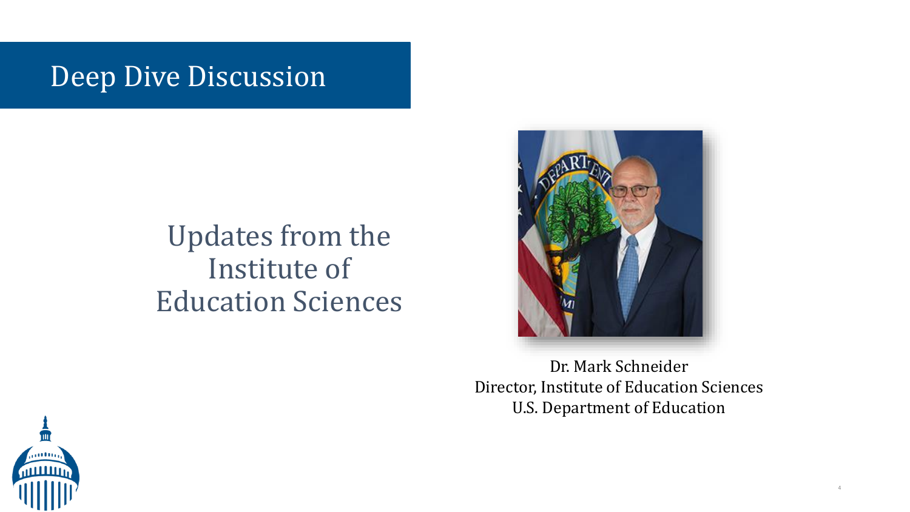# Deep Dive Discussion

## Updates from the Institute of Education Sciences

Dr. Mark Schneider
Director, Institute of Education Sciences
U.S. Department of Education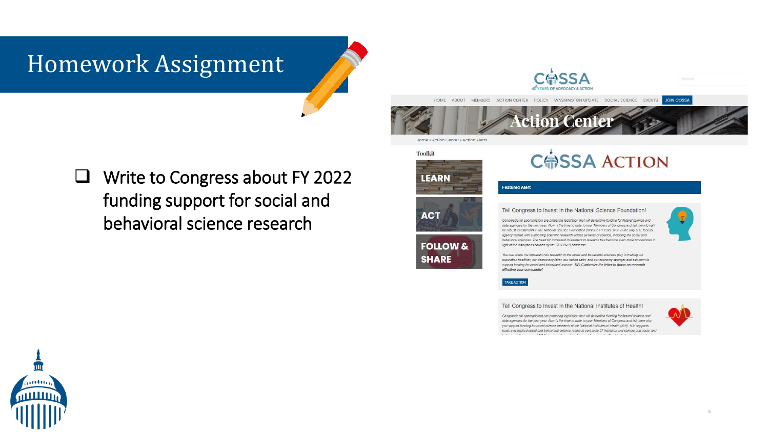# Homework Assignment

- ❑ Write to Congress about FY 2022 funding support for social and behavioral science research

COSSA
40 YEARS OF ADVOCACY & ACTION

HOME ABOUT MEMBERS ACTION CENTER POLICY WASHINGTON UPDATE SOCIAL SCIENCE EVENTS JOIN COSSA

## Action Center

Home » Action Center » Action Alerts

**Toolkit**

- LEARN
- ACT
- FOLLOW & SHARE

## COSSA ACTION

**Featured Alert**

### Tell Congress to Invest in the National Science Foundation!

Congressional appropriators are preparing legislation that will determine funding for federal science and data agencies for the next year. Now is the time to write to your Members of Congress and tell them to fight for robust investments in the National Science Foundation (NSF) in FY 2022. NSF is the only U.S. federal agency tasked with supporting scientific research across all fields of science, including the social and behavioral sciences. The need for increased investment in research has become even more pronounced in light of the disruptions caused by the COVID-19 pandemic.

You can share the important role research in the social and behavioral sciences play in making our population healthier, our democracy fairer, our nation safer, and our economy stronger and ask them to support funding for social and behavioral science. TIP: ***Customize the letter to focus on research affecting your community!***

TAKE ACTION

### Tell Congress to Invest in the National Institutes of Health!

Congressional appropriators are preparing legislation that will determine funding for federal science and data agencies for the next year. Now is the time to write to your Members of Congress and tell them why you support funding for social science research at the National Institutes of Health (NIH). NIH supports basic and applied social and behavioral science research across its 27 institutes and centers and social and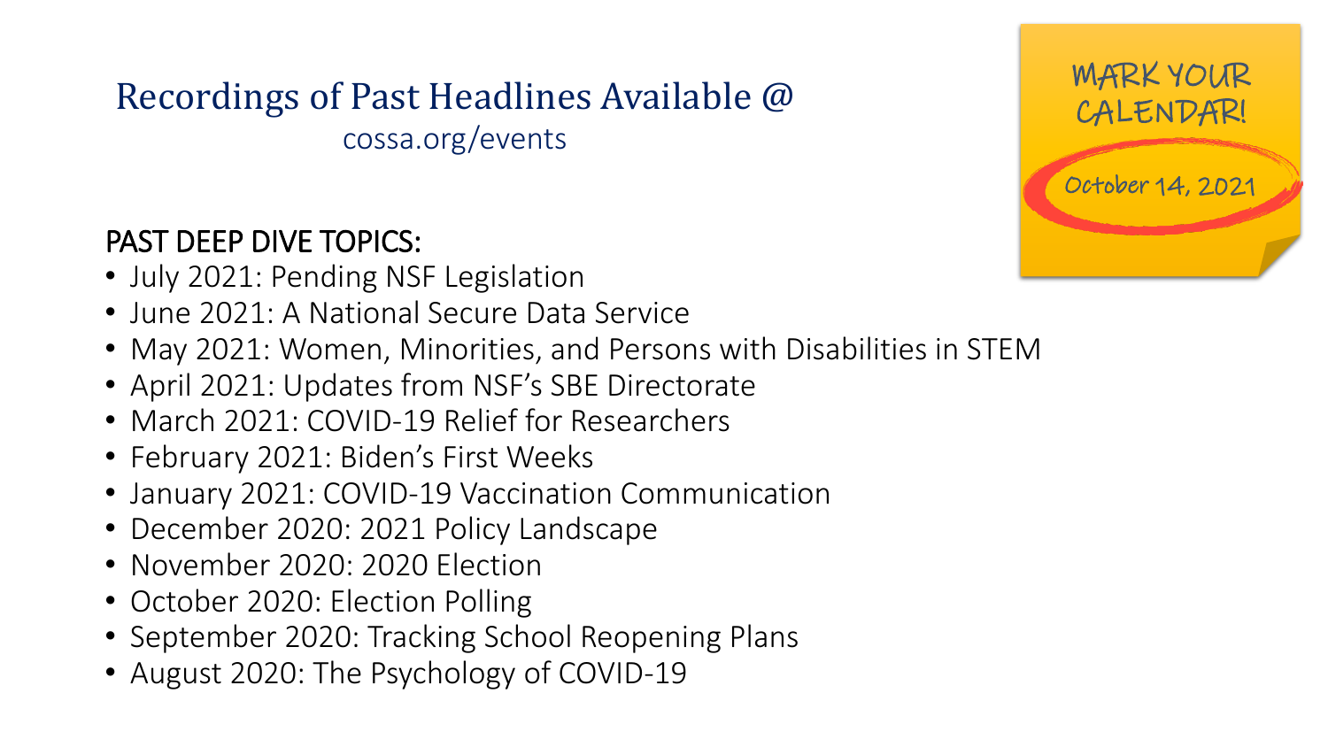# Recordings of Past Headlines Available @

cossa.org/events

MARK YOUR CALENDAR!

October 14, 2021

## PAST DEEP DIVE TOPICS:

- July 2021: Pending NSF Legislation
- June 2021: A National Secure Data Service
- May 2021: Women, Minorities, and Persons with Disabilities in STEM
- April 2021: Updates from NSF's SBE Directorate
- March 2021: COVID-19 Relief for Researchers
- February 2021: Biden's First Weeks
- January 2021: COVID-19 Vaccination Communication
- December 2020: 2021 Policy Landscape
- November 2020: 2020 Election
- October 2020: Election Polling
- September 2020: Tracking School Reopening Plans
- August 2020: The Psychology of COVID-19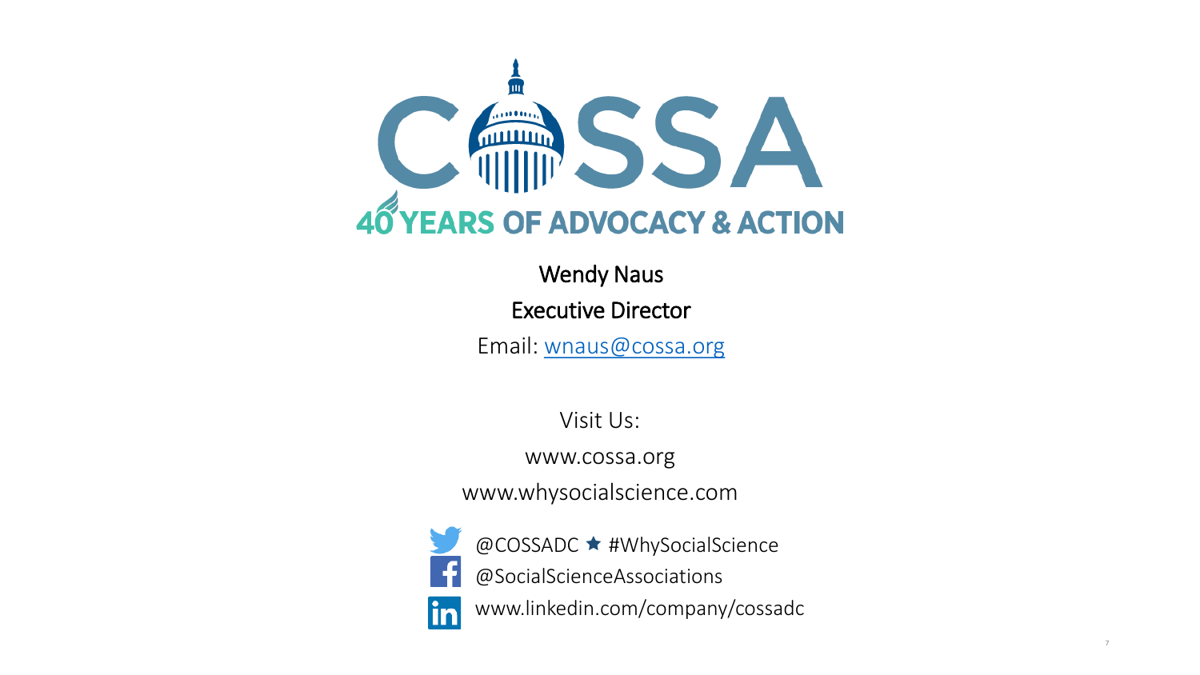# COSSA

40 YEARS OF ADVOCACY & ACTION

Wendy Naus

Executive Director

Email: wnaus@cossa.org

Visit Us:

www.cossa.org

www.whysocialscience.com

@COSSADC ★ #WhySocialScience

@SocialScienceAssociations

www.linkedin.com/company/cossadc